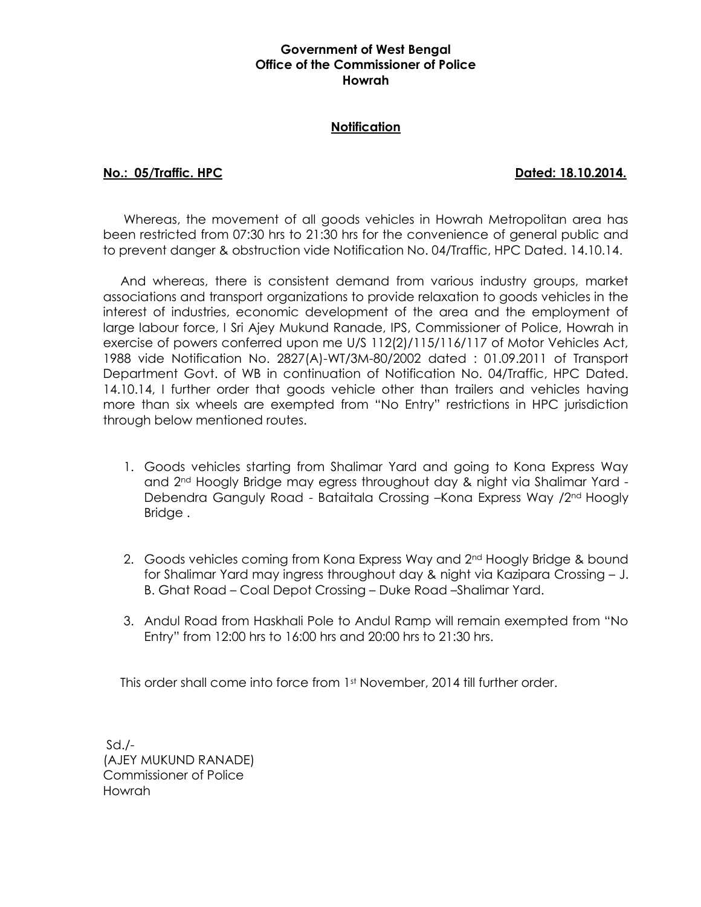**Government of West Bengal**
**Office of the Commissioner of Police**
**Howrah**

**Notification**

**No.: 05/Traffic. HPC** **Dated: 18.10.2014.**

Whereas, the movement of all goods vehicles in Howrah Metropolitan area has been restricted from 07:30 hrs to 21:30 hrs for the convenience of general public and to prevent danger & obstruction vide Notification No. 04/Traffic, HPC Dated. 14.10.14.

And whereas, there is consistent demand from various industry groups, market associations and transport organizations to provide relaxation to goods vehicles in the interest of industries, economic development of the area and the employment of large labour force, I Sri Ajey Mukund Ranade, IPS, Commissioner of Police, Howrah in exercise of powers conferred upon me U/S 112(2)/115/116/117 of Motor Vehicles Act, 1988 vide Notification No. 2827(A)-WT/3M-80/2002 dated : 01.09.2011 of Transport Department Govt. of WB in continuation of Notification No. 04/Traffic, HPC Dated. 14.10.14, I further order that goods vehicle other than trailers and vehicles having more than six wheels are exempted from "No Entry" restrictions in HPC jurisdiction through below mentioned routes.

1. Goods vehicles starting from Shalimar Yard and going to Kona Express Way and 2nd Hoogly Bridge may egress throughout day & night via Shalimar Yard - Debendra Ganguly Road - Bataitala Crossing –Kona Express Way /2nd Hoogly Bridge .
2. Goods vehicles coming from Kona Express Way and 2nd Hoogly Bridge & bound for Shalimar Yard may ingress throughout day & night via Kazipara Crossing – J. B. Ghat Road – Coal Depot Crossing – Duke Road –Shalimar Yard.
3. Andul Road from Haskhali Pole to Andul Ramp will remain exempted from "No Entry" from 12:00 hrs to 16:00 hrs and 20:00 hrs to 21:30 hrs.

This order shall come into force from 1st November, 2014 till further order.

Sd./-
(AJEY MUKUND RANADE)
Commissioner of Police
Howrah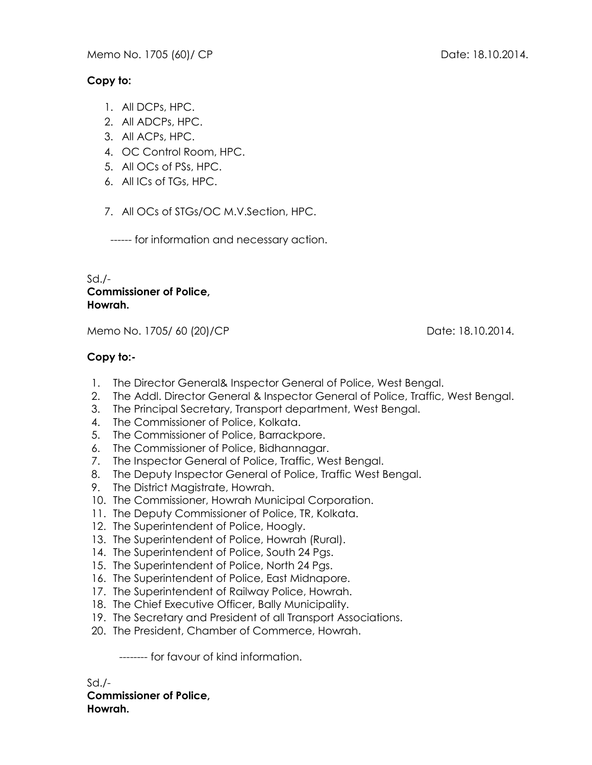Memo No. 1705 (60)/ CP Date: 18.10.2014.

**Copy to:**

1. All DCPs, HPC.
2. All ADCPs, HPC.
3. All ACPs, HPC.
4. OC Control Room, HPC.
5. All OCs of PSs, HPC.
6. All ICs of TGs, HPC.
7. All OCs of STGs/OC M.V.Section, HPC.

------ for information and necessary action.

Sd./-
**Commissioner of Police,**
**Howrah.**

Memo No. 1705/ 60 (20)/CP Date: 18.10.2014.

**Copy to:-**

1. The Director General& Inspector General of Police, West Bengal.
2. The Addl. Director General & Inspector General of Police, Traffic, West Bengal.
3. The Principal Secretary, Transport department, West Bengal.
4. The Commissioner of Police, Kolkata.
5. The Commissioner of Police, Barrackpore.
6. The Commissioner of Police, Bidhannagar.
7. The Inspector General of Police, Traffic, West Bengal.
8. The Deputy Inspector General of Police, Traffic West Bengal.
9. The District Magistrate, Howrah.
10. The Commissioner, Howrah Municipal Corporation.
11. The Deputy Commissioner of Police, TR, Kolkata.
12. The Superintendent of Police, Hoogly.
13. The Superintendent of Police, Howrah (Rural).
14. The Superintendent of Police, South 24 Pgs.
15. The Superintendent of Police, North 24 Pgs.
16. The Superintendent of Police, East Midnapore.
17. The Superintendent of Railway Police, Howrah.
18. The Chief Executive Officer, Bally Municipality.
19. The Secretary and President of all Transport Associations.
20. The President, Chamber of Commerce, Howrah.

-------- for favour of kind information.

Sd./-
**Commissioner of Police,**
**Howrah.**